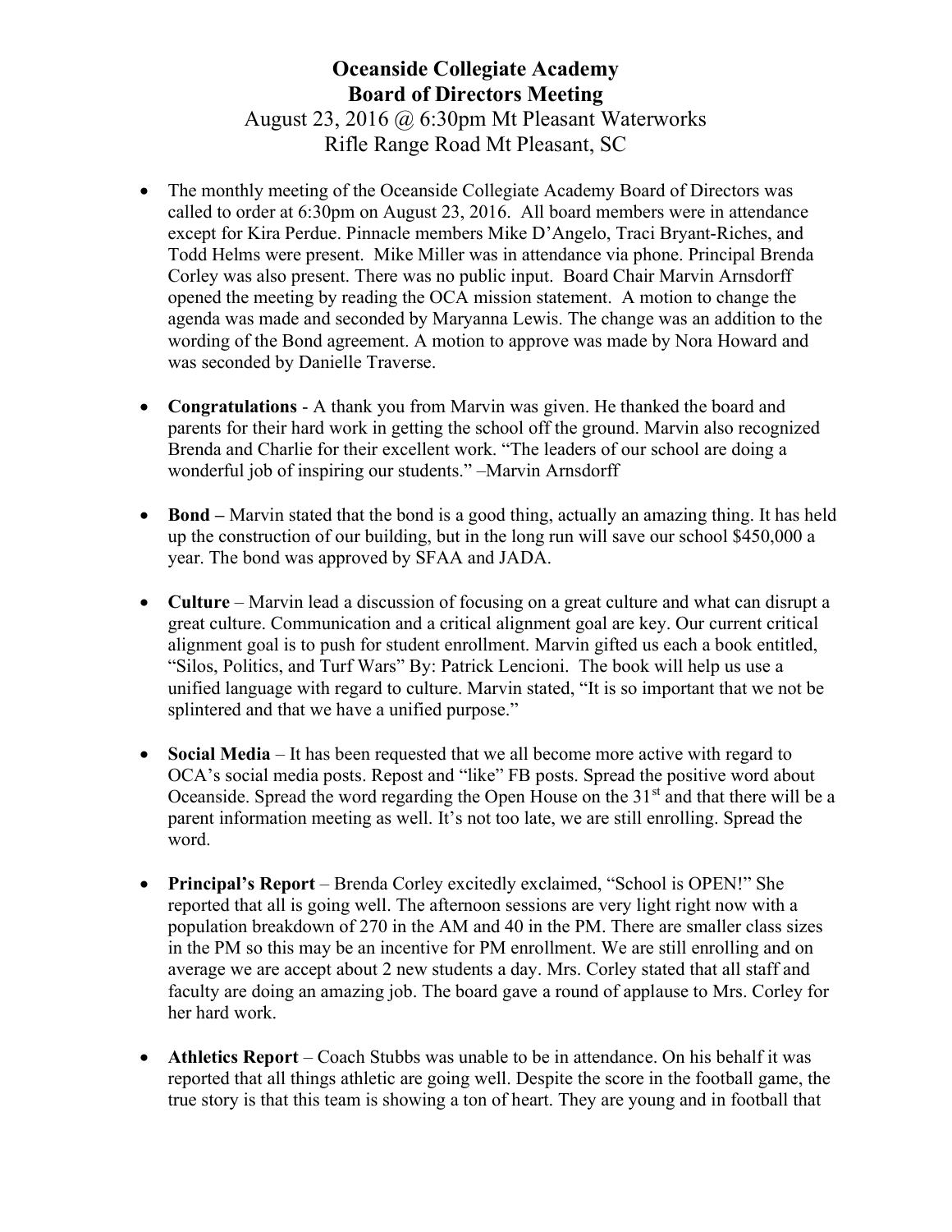# Oceanside Collegiate Academy
## Board of Directors Meeting

August 23, 2016 @ 6:30pm Mt Pleasant Waterworks
Rifle Range Road Mt Pleasant, SC

- The monthly meeting of the Oceanside Collegiate Academy Board of Directors was called to order at 6:30pm on August 23, 2016. All board members were in attendance except for Kira Perdue. Pinnacle members Mike D'Angelo, Traci Bryant-Riches, and Todd Helms were present. Mike Miller was in attendance via phone. Principal Brenda Corley was also present. There was no public input. Board Chair Marvin Arnsdorff opened the meeting by reading the OCA mission statement. A motion to change the agenda was made and seconded by Maryanna Lewis. The change was an addition to the wording of the Bond agreement. A motion to approve was made by Nora Howard and was seconded by Danielle Traverse.

- **Congratulations** - A thank you from Marvin was given. He thanked the board and parents for their hard work in getting the school off the ground. Marvin also recognized Brenda and Charlie for their excellent work. "The leaders of our school are doing a wonderful job of inspiring our students." –Marvin Arnsdorff

- **Bond –** Marvin stated that the bond is a good thing, actually an amazing thing. It has held up the construction of our building, but in the long run will save our school $450,000 a year. The bond was approved by SFAA and JADA.

- **Culture** – Marvin lead a discussion of focusing on a great culture and what can disrupt a great culture. Communication and a critical alignment goal are key. Our current critical alignment goal is to push for student enrollment. Marvin gifted us each a book entitled, "Silos, Politics, and Turf Wars" By: Patrick Lencioni. The book will help us use a unified language with regard to culture. Marvin stated, "It is so important that we not be splintered and that we have a unified purpose."

- **Social Media** – It has been requested that we all become more active with regard to OCA's social media posts. Repost and "like" FB posts. Spread the positive word about Oceanside. Spread the word regarding the Open House on the 31st and that there will be a parent information meeting as well. It's not too late, we are still enrolling. Spread the word.

- **Principal's Report** – Brenda Corley excitedly exclaimed, "School is OPEN!" She reported that all is going well. The afternoon sessions are very light right now with a population breakdown of 270 in the AM and 40 in the PM. There are smaller class sizes in the PM so this may be an incentive for PM enrollment. We are still enrolling and on average we are accept about 2 new students a day. Mrs. Corley stated that all staff and faculty are doing an amazing job. The board gave a round of applause to Mrs. Corley for her hard work.

- **Athletics Report** – Coach Stubbs was unable to be in attendance. On his behalf it was reported that all things athletic are going well. Despite the score in the football game, the true story is that this team is showing a ton of heart. They are young and in football that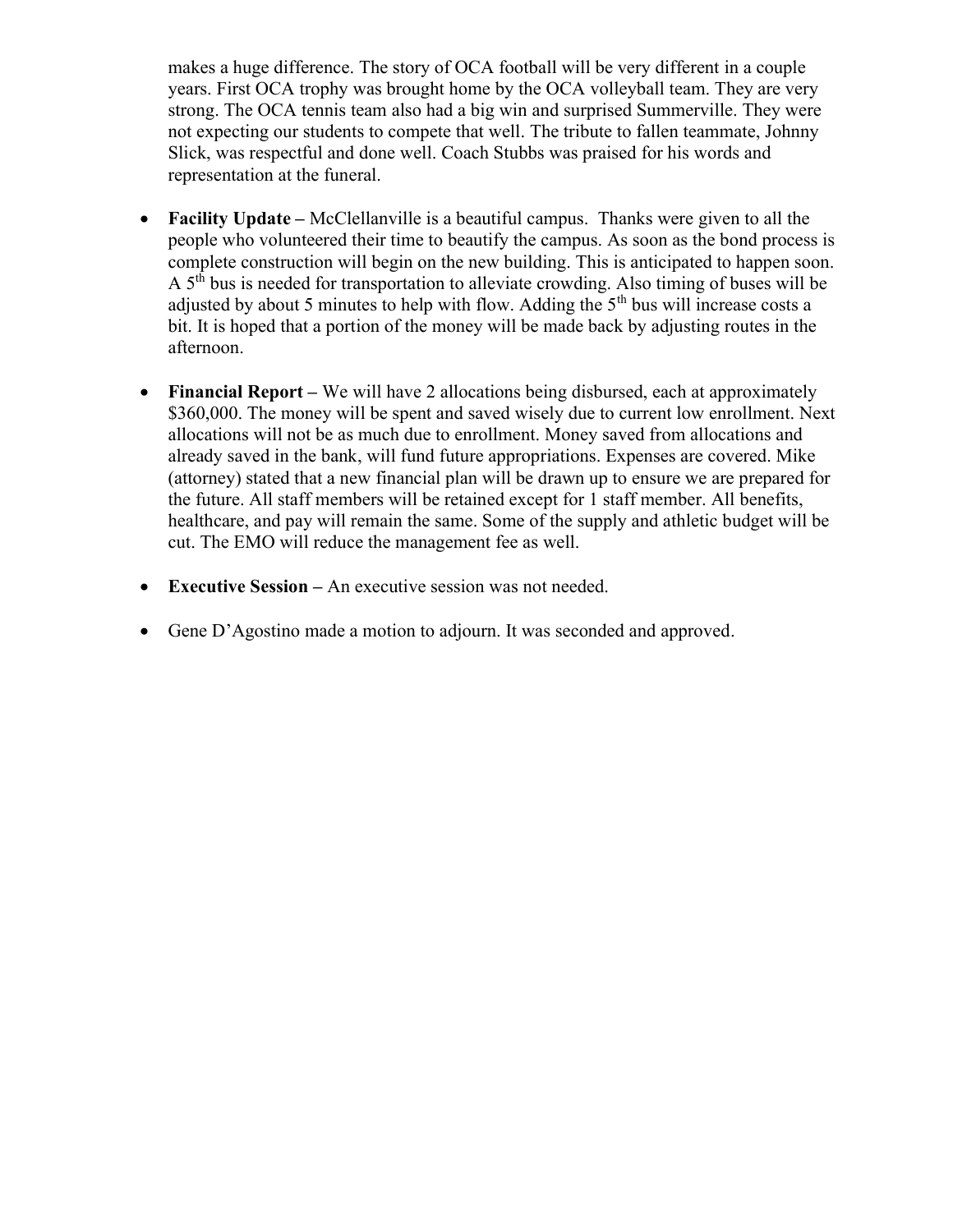makes a huge difference. The story of OCA football will be very different in a couple years. First OCA trophy was brought home by the OCA volleyball team. They are very strong. The OCA tennis team also had a big win and surprised Summerville. They were not expecting our students to compete that well. The tribute to fallen teammate, Johnny Slick, was respectful and done well. Coach Stubbs was praised for his words and representation at the funeral.

- **Facility Update –** McClellanville is a beautiful campus. Thanks were given to all the people who volunteered their time to beautify the campus. As soon as the bond process is complete construction will begin on the new building. This is anticipated to happen soon. A 5th bus is needed for transportation to alleviate crowding. Also timing of buses will be adjusted by about 5 minutes to help with flow. Adding the 5th bus will increase costs a bit. It is hoped that a portion of the money will be made back by adjusting routes in the afternoon.

- **Financial Report –** We will have 2 allocations being disbursed, each at approximately $360,000. The money will be spent and saved wisely due to current low enrollment. Next allocations will not be as much due to enrollment. Money saved from allocations and already saved in the bank, will fund future appropriations. Expenses are covered. Mike (attorney) stated that a new financial plan will be drawn up to ensure we are prepared for the future. All staff members will be retained except for 1 staff member. All benefits, healthcare, and pay will remain the same. Some of the supply and athletic budget will be cut. The EMO will reduce the management fee as well.

- **Executive Session –** An executive session was not needed.

- Gene D'Agostino made a motion to adjourn. It was seconded and approved.